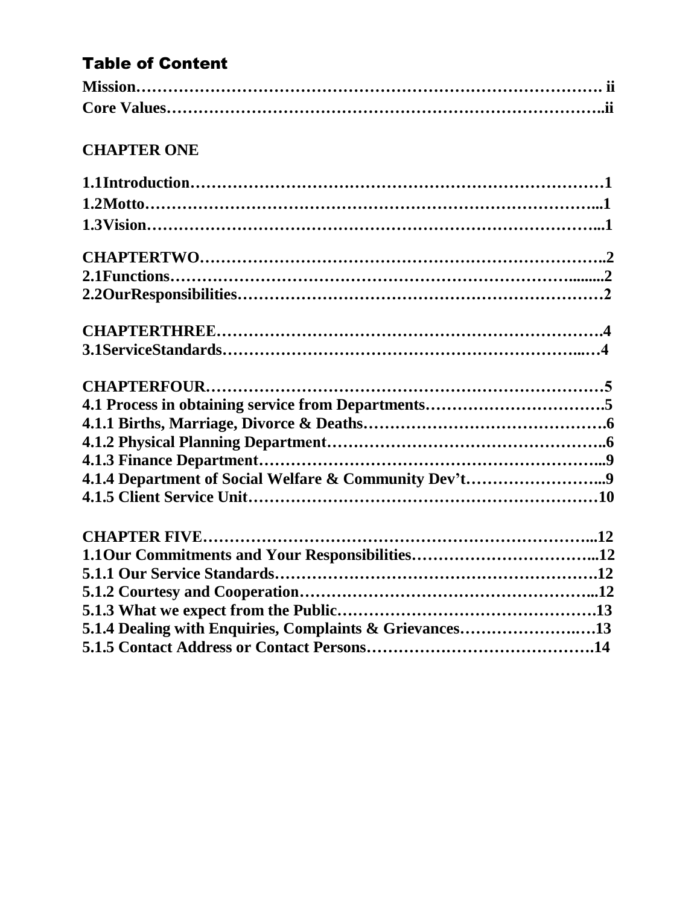# Table of Content

**Mission………………………………………………………………………. ii**
**Core Values…………………………………………………………………..ii**

**CHAPTER ONE**

**1.1Introduction…………………………………………………………………1**
**1.2Motto……………………………………………………………………..1**
**1.3Vision……………………………………………………………………...1**

**CHAPTERTWO…………………………………………………………..2**
**2.1Functions………………………………………………………........2**
**2.2OurResponsibilities……………………………………………………2**

**CHAPTERTHREE……………………………………………………….4**
**3.1ServiceStandards……………………………………………...…4**

**CHAPTERFOUR…………………………………………………………5**
**4.1 Process in obtaining service from Departments…………………………….5**
**4.1.1 Births, Marriage, Divorce & Deaths……………………………………….6**
**4.1.2 Physical Planning Department……………………………………………..6**
**4.1.3 Finance Department………………………………………………………...9**
**4.1.4 Department of Social Welfare & Community Dev't……………………...9**
**4.1.5 Client Service Unit…………………………………………………………10**

**CHAPTER FIVE…………………………………………………………...12**
**1.1Our Commitments and Your Responsibilities……………………………...12**
**5.1.1 Our Service Standards……………………………………………………….12**
**5.1.2 Courtesy and Cooperation…………………………………………………...12**
**5.1.3 What we expect from the Public…………………………………………13**
**5.1.4 Dealing with Enquiries, Complaints & Grievances…………………….…13**
**5.1.5 Contact Address or Contact Persons…………………………………….14**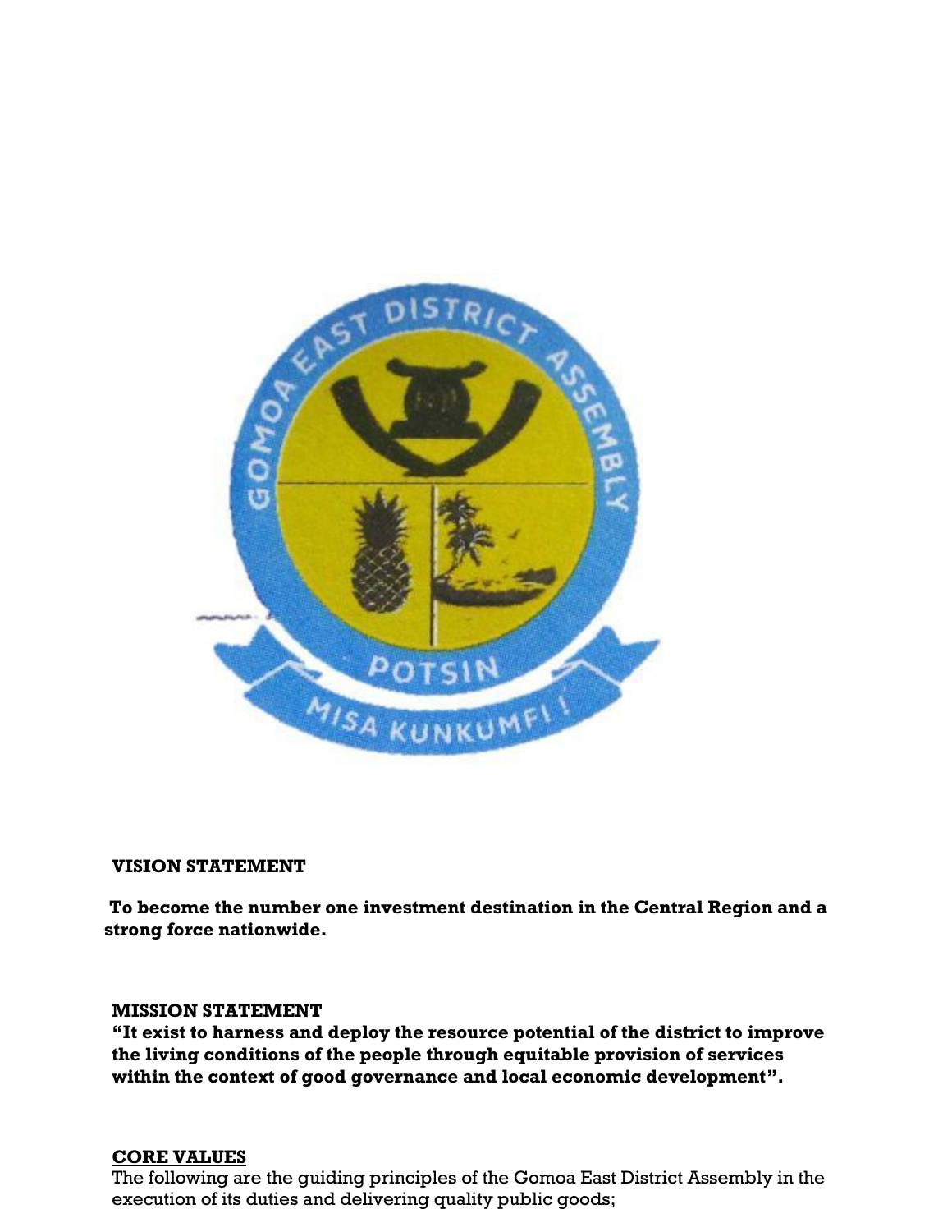**VISION STATEMENT**

**To become the number one investment destination in the Central Region and a strong force nationwide.**

**MISSION STATEMENT**

**"It exist to harness and deploy the resource potential of the district to improve the living conditions of the people through equitable provision of services within the context of good governance and local economic development".**

**CORE VALUES**

The following are the guiding principles of the Gomoa East District Assembly in the execution of its duties and delivering quality public goods;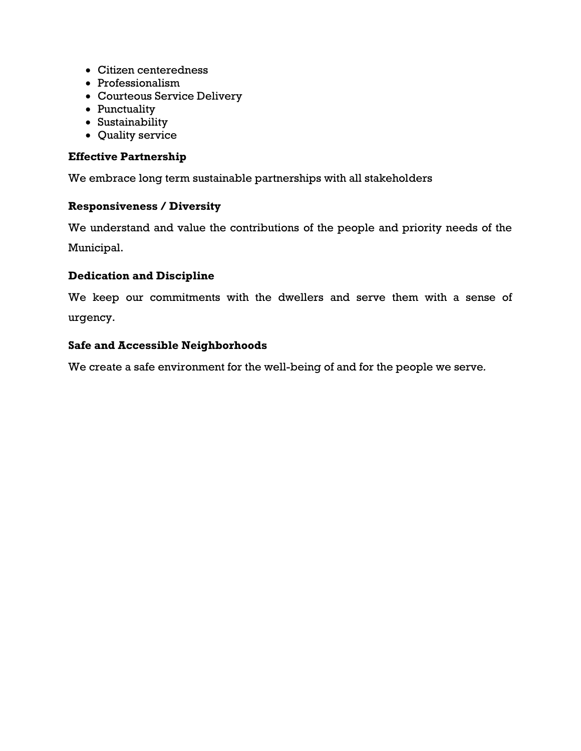- Citizen centeredness
- Professionalism
- Courteous Service Delivery
- Punctuality
- Sustainability
- Quality service

**Effective Partnership**

We embrace long term sustainable partnerships with all stakeholders

**Responsiveness / Diversity**

We understand and value the contributions of the people and priority needs of the Municipal.

**Dedication and Discipline**

We keep our commitments with the dwellers and serve them with a sense of urgency.

**Safe and Accessible Neighborhoods**

We create a safe environment for the well-being of and for the people we serve.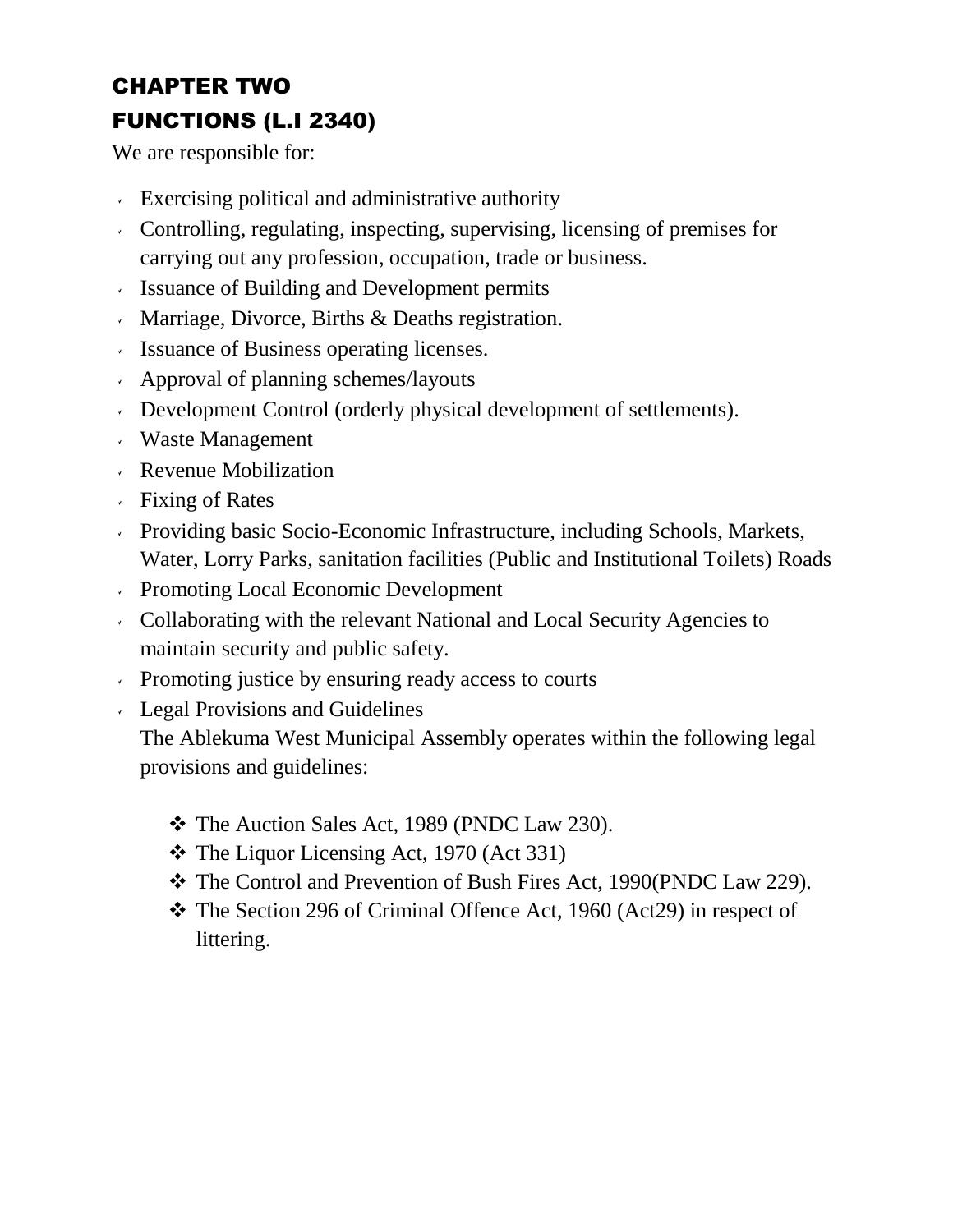# CHAPTER TWO

## FUNCTIONS (L.I 2340)

We are responsible for:

- Exercising political and administrative authority
- Controlling, regulating, inspecting, supervising, licensing of premises for carrying out any profession, occupation, trade or business.
- Issuance of Building and Development permits
- Marriage, Divorce, Births & Deaths registration.
- Issuance of Business operating licenses.
- Approval of planning schemes/layouts
- Development Control (orderly physical development of settlements).
- Waste Management
- Revenue Mobilization
- Fixing of Rates
- Providing basic Socio-Economic Infrastructure, including Schools, Markets, Water, Lorry Parks, sanitation facilities (Public and Institutional Toilets) Roads
- Promoting Local Economic Development
- Collaborating with the relevant National and Local Security Agencies to maintain security and public safety.
- Promoting justice by ensuring ready access to courts
- Legal Provisions and Guidelines

  The Ablekuma West Municipal Assembly operates within the following legal provisions and guidelines:

  - The Auction Sales Act, 1989 (PNDC Law 230).
  - The Liquor Licensing Act, 1970 (Act 331)
  - The Control and Prevention of Bush Fires Act, 1990(PNDC Law 229).
  - The Section 296 of Criminal Offence Act, 1960 (Act29) in respect of littering.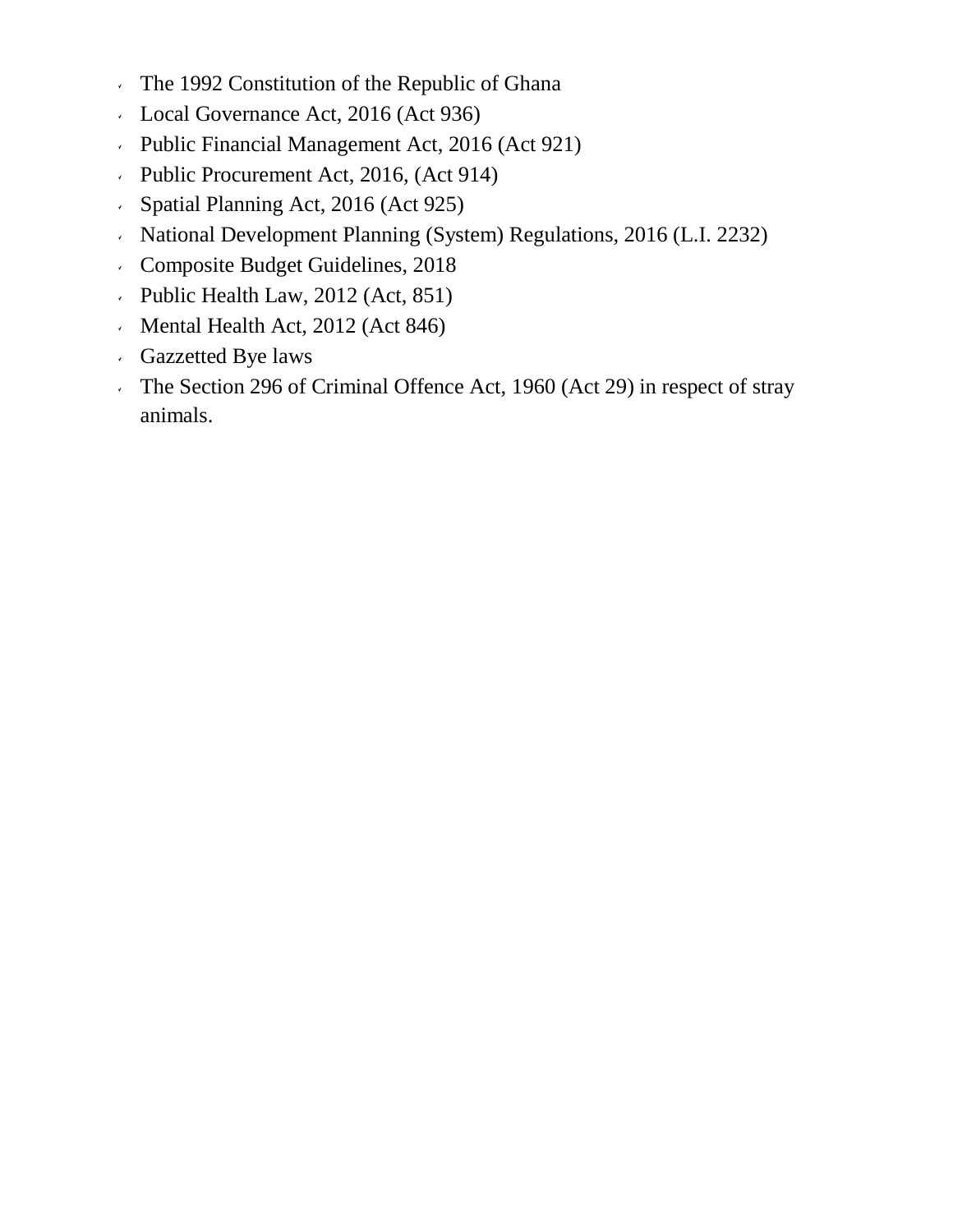- The 1992 Constitution of the Republic of Ghana
- Local Governance Act, 2016 (Act 936)
- Public Financial Management Act, 2016 (Act 921)
- Public Procurement Act, 2016, (Act 914)
- Spatial Planning Act, 2016 (Act 925)
- National Development Planning (System) Regulations, 2016 (L.I. 2232)
- Composite Budget Guidelines, 2018
- Public Health Law, 2012 (Act, 851)
- Mental Health Act, 2012 (Act 846)
- Gazzetted Bye laws
- The Section 296 of Criminal Offence Act, 1960 (Act 29) in respect of stray animals.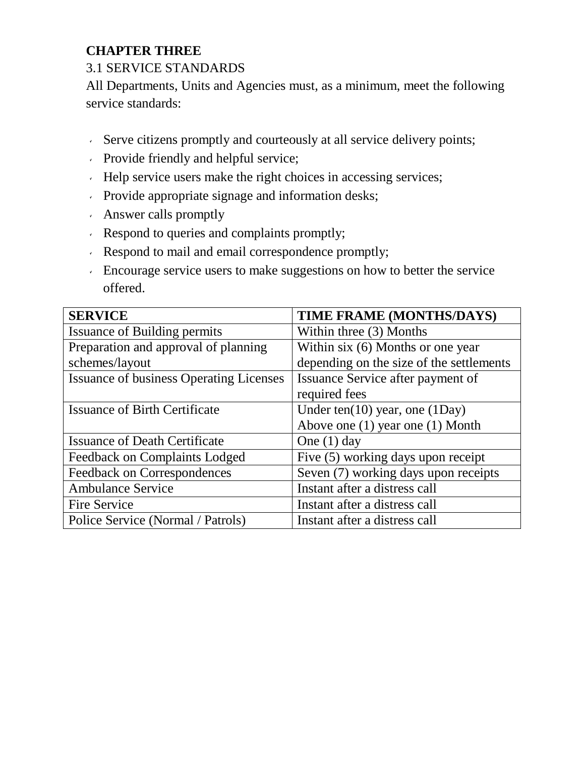**CHAPTER THREE**

3.1 SERVICE STANDARDS

All Departments, Units and Agencies must, as a minimum, meet the following service standards:

- Serve citizens promptly and courteously at all service delivery points;
- Provide friendly and helpful service;
- Help service users make the right choices in accessing services;
- Provide appropriate signage and information desks;
- Answer calls promptly
- Respond to queries and complaints promptly;
- Respond to mail and email correspondence promptly;
- Encourage service users to make suggestions on how to better the service offered.

| **SERVICE** | **TIME FRAME (MONTHS/DAYS)** |
|---|---|
| Issuance of Building permits | Within three (3) Months |
| Preparation and approval of planning schemes/layout | Within six (6) Months or one year depending on the size of the settlements |
| Issuance of business Operating Licenses | Issuance Service after payment of required fees |
| Issuance of Birth Certificate | Under ten(10) year, one (1Day)<br>Above one (1) year one (1) Month |
| Issuance of Death Certificate | One (1) day |
| Feedback on Complaints Lodged | Five (5) working days upon receipt |
| Feedback on Correspondences | Seven (7) working days upon receipts |
| Ambulance Service | Instant after a distress call |
| Fire Service | Instant after a distress call |
| Police Service (Normal / Patrols) | Instant after a distress call |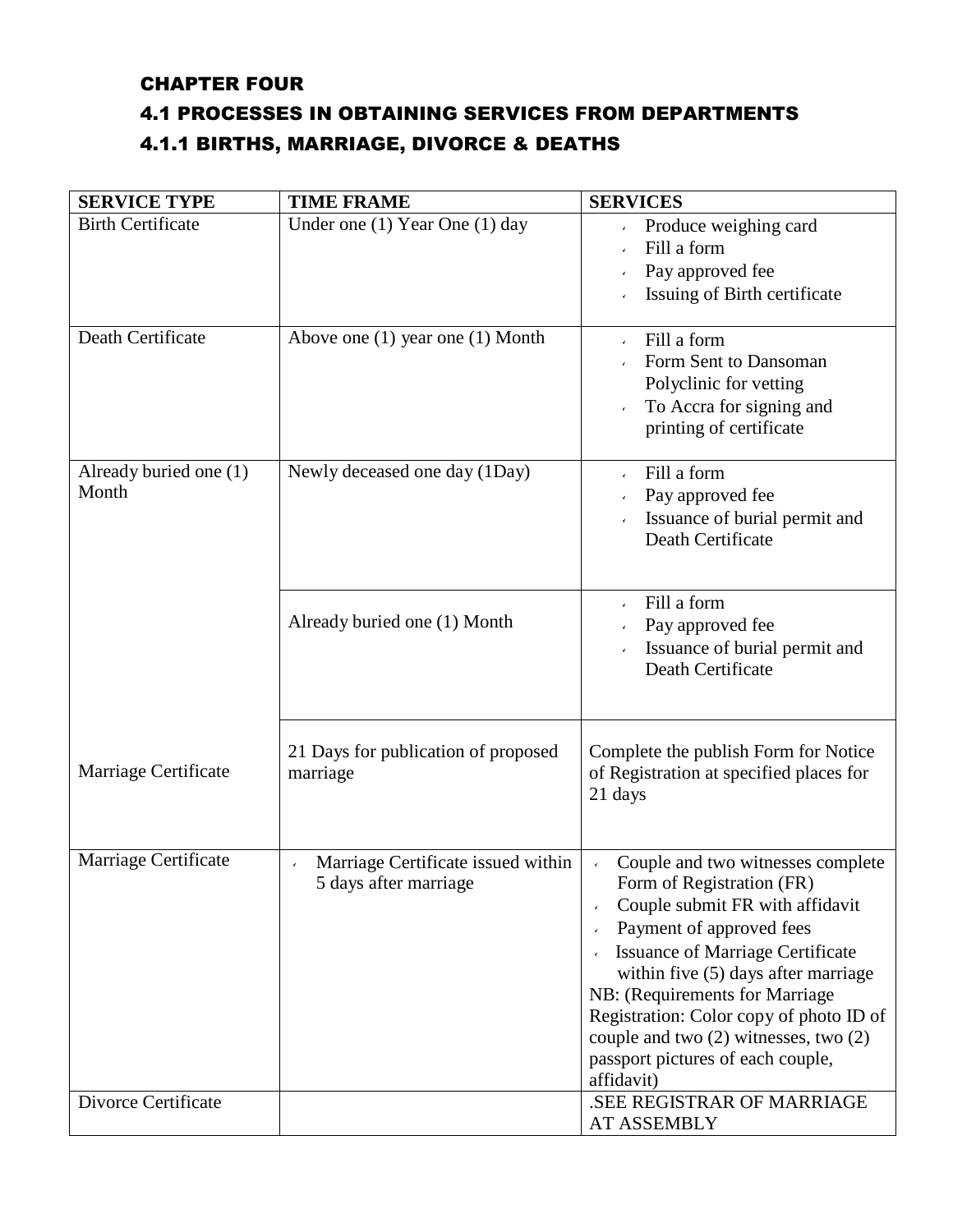# CHAPTER FOUR

## 4.1 PROCESSES IN OBTAINING SERVICES FROM DEPARTMENTS

### 4.1.1 BIRTHS, MARRIAGE, DIVORCE & DEATHS

| SERVICE TYPE | TIME FRAME | SERVICES |
|---|---|---|
| Birth Certificate | Under one (1) Year One (1) day | - Produce weighing card<br>- Fill a form<br>- Pay approved fee<br>- Issuing of Birth certificate |
| Death Certificate | Above one (1) year one (1) Month | - Fill a form<br>- Form Sent to Dansoman Polyclinic for vetting<br>- To Accra for signing and printing of certificate |
| Already buried one (1) Month | Newly deceased one day (1Day) | - Fill a form<br>- Pay approved fee<br>- Issuance of burial permit and Death Certificate |
| | Already buried one (1) Month | - Fill a form<br>- Pay approved fee<br>- Issuance of burial permit and Death Certificate |
| Marriage Certificate | 21 Days for publication of proposed marriage | Complete the publish Form for Notice of Registration at specified places for 21 days |
| Marriage Certificate | - Marriage Certificate issued within 5 days after marriage | - Couple and two witnesses complete Form of Registration (FR)<br>- Couple submit FR with affidavit<br>- Payment of approved fees<br>- Issuance of Marriage Certificate within five (5) days after marriage<br>NB: (Requirements for Marriage Registration: Color copy of photo ID of couple and two (2) witnesses, two (2) passport pictures of each couple, affidavit) |
| Divorce Certificate | | .SEE REGISTRAR OF MARRIAGE AT ASSEMBLY |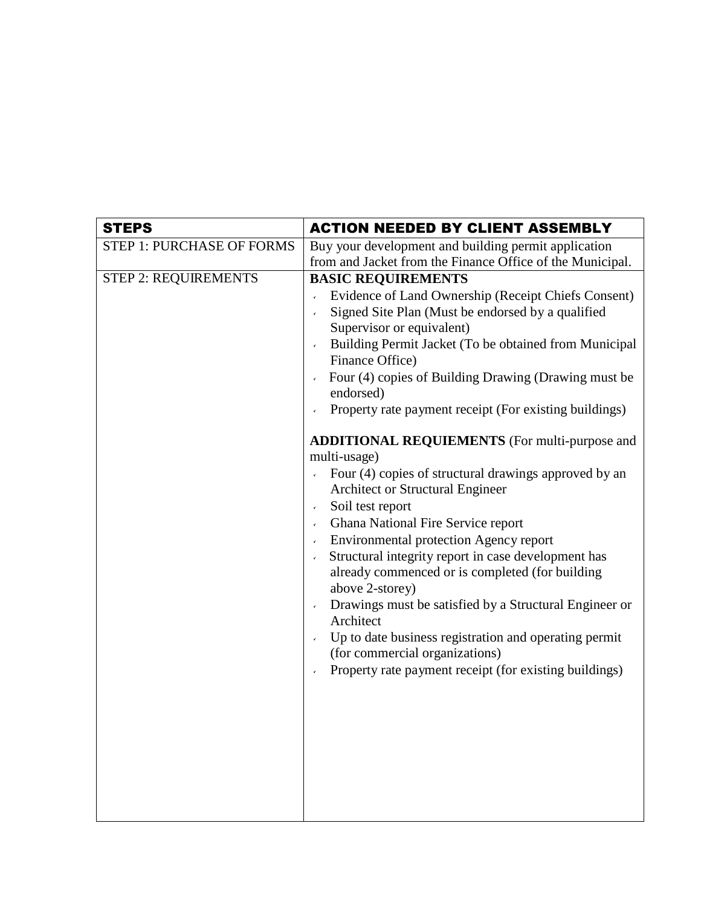| STEPS | ACTION NEEDED BY CLIENT ASSEMBLY |
|---|---|
| STEP 1: PURCHASE OF FORMS | Buy your development and building permit application from and Jacket from the Finance Office of the Municipal. |
| STEP 2: REQUIREMENTS | **BASIC REQUIREMENTS**<br>- Evidence of Land Ownership (Receipt Chiefs Consent)<br>- Signed Site Plan (Must be endorsed by a qualified Supervisor or equivalent)<br>- Building Permit Jacket (To be obtained from Municipal Finance Office)<br>- Four (4) copies of Building Drawing (Drawing must be endorsed)<br>- Property rate payment receipt (For existing buildings)<br><br>**ADDITIONAL REQUIEMENTS** (For multi-purpose and multi-usage)<br>- Four (4) copies of structural drawings approved by an Architect or Structural Engineer<br>- Soil test report<br>- Ghana National Fire Service report<br>- Environmental protection Agency report<br>- Structural integrity report in case development has already commenced or is completed (for building above 2-storey)<br>- Drawings must be satisfied by a Structural Engineer or Architect<br>- Up to date business registration and operating permit (for commercial organizations)<br>- Property rate payment receipt (for existing buildings) |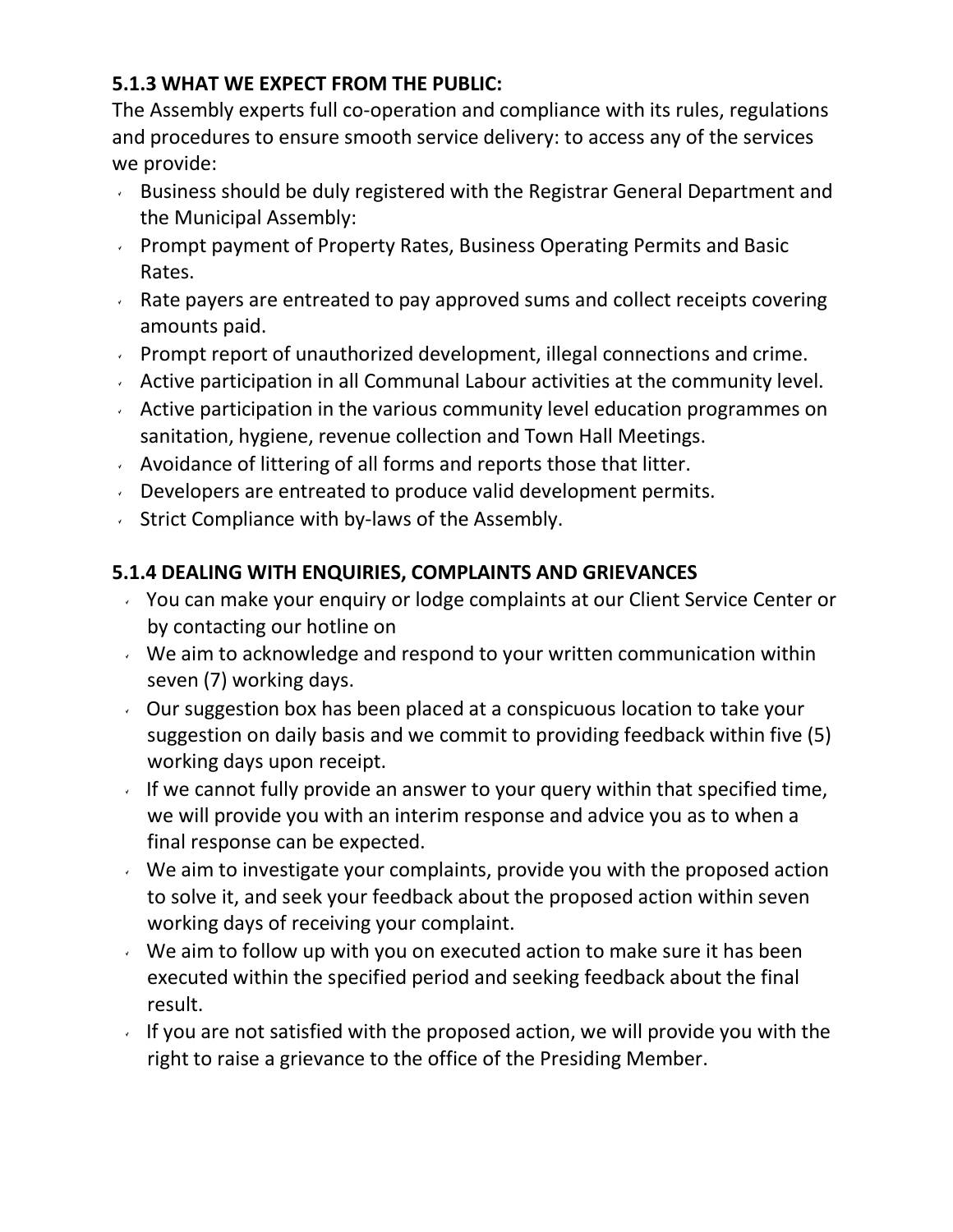### 5.1.3 WHAT WE EXPECT FROM THE PUBLIC:

The Assembly experts full co-operation and compliance with its rules, regulations and procedures to ensure smooth service delivery: to access any of the services we provide:

- Business should be duly registered with the Registrar General Department and the Municipal Assembly:
- Prompt payment of Property Rates, Business Operating Permits and Basic Rates.
- Rate payers are entreated to pay approved sums and collect receipts covering amounts paid.
- Prompt report of unauthorized development, illegal connections and crime.
- Active participation in all Communal Labour activities at the community level.
- Active participation in the various community level education programmes on sanitation, hygiene, revenue collection and Town Hall Meetings.
- Avoidance of littering of all forms and reports those that litter.
- Developers are entreated to produce valid development permits.
- Strict Compliance with by-laws of the Assembly.

### 5.1.4 DEALING WITH ENQUIRIES, COMPLAINTS AND GRIEVANCES

- You can make your enquiry or lodge complaints at our Client Service Center or by contacting our hotline on
- We aim to acknowledge and respond to your written communication within seven (7) working days.
- Our suggestion box has been placed at a conspicuous location to take your suggestion on daily basis and we commit to providing feedback within five (5) working days upon receipt.
- If we cannot fully provide an answer to your query within that specified time, we will provide you with an interim response and advice you as to when a final response can be expected.
- We aim to investigate your complaints, provide you with the proposed action to solve it, and seek your feedback about the proposed action within seven working days of receiving your complaint.
- We aim to follow up with you on executed action to make sure it has been executed within the specified period and seeking feedback about the final result.
- If you are not satisfied with the proposed action, we will provide you with the right to raise a grievance to the office of the Presiding Member.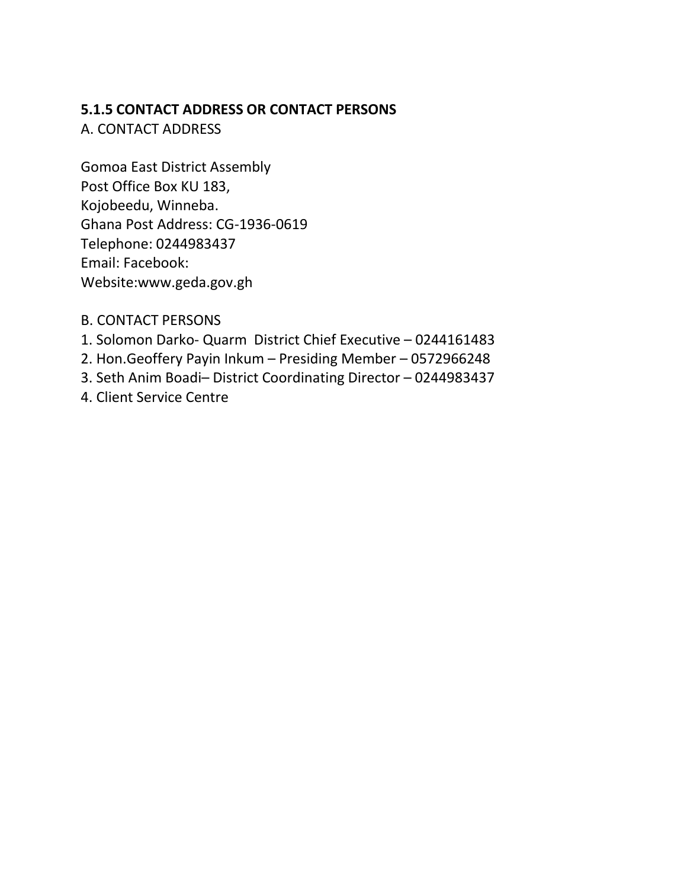### 5.1.5 CONTACT ADDRESS OR CONTACT PERSONS

A. CONTACT ADDRESS

Gomoa East District Assembly
Post Office Box KU 183,
Kojobeedu, Winneba.
Ghana Post Address: CG-1936-0619
Telephone: 0244983437
Email: Facebook:
Website:www.geda.gov.gh

B. CONTACT PERSONS

1. Solomon Darko- Quarm District Chief Executive – 0244161483
2. Hon.Geoffery Payin Inkum – Presiding Member – 0572966248
3. Seth Anim Boadi– District Coordinating Director – 0244983437
4. Client Service Centre